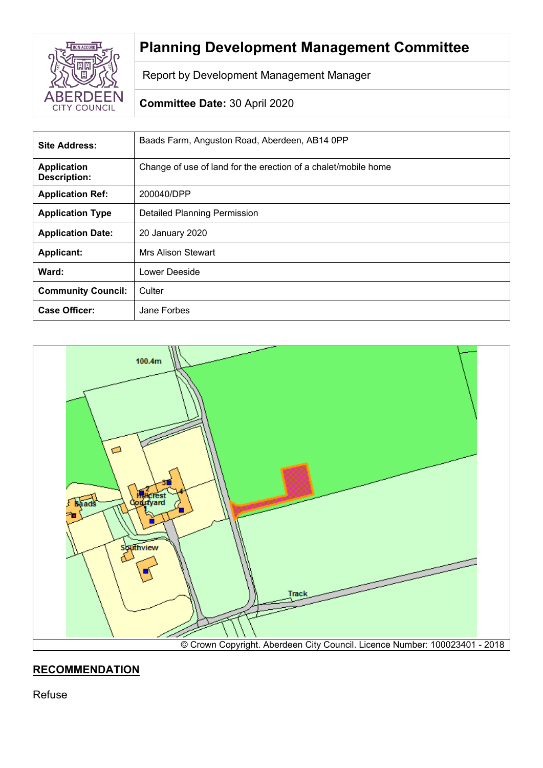# Planning Development Management Committee

Report by Development Management Manager

**Committee Date:** 30 April 2020

| | |
|---|---|
| **Site Address:** | Baads Farm, Anguston Road, Aberdeen, AB14 0PP |
| **Application Description:** | Change of use of land for the erection of a chalet/mobile home |
| **Application Ref:** | 200040/DPP |
| **Application Type** | Detailed Planning Permission |
| **Application Date:** | 20 January 2020 |
| **Applicant:** | Mrs Alison Stewart |
| **Ward:** | Lower Deeside |
| **Community Council:** | Culter |
| **Case Officer:** | Jane Forbes |

© Crown Copyright. Aberdeen City Council. Licence Number: 100023401 - 2018

## RECOMMENDATION

Refuse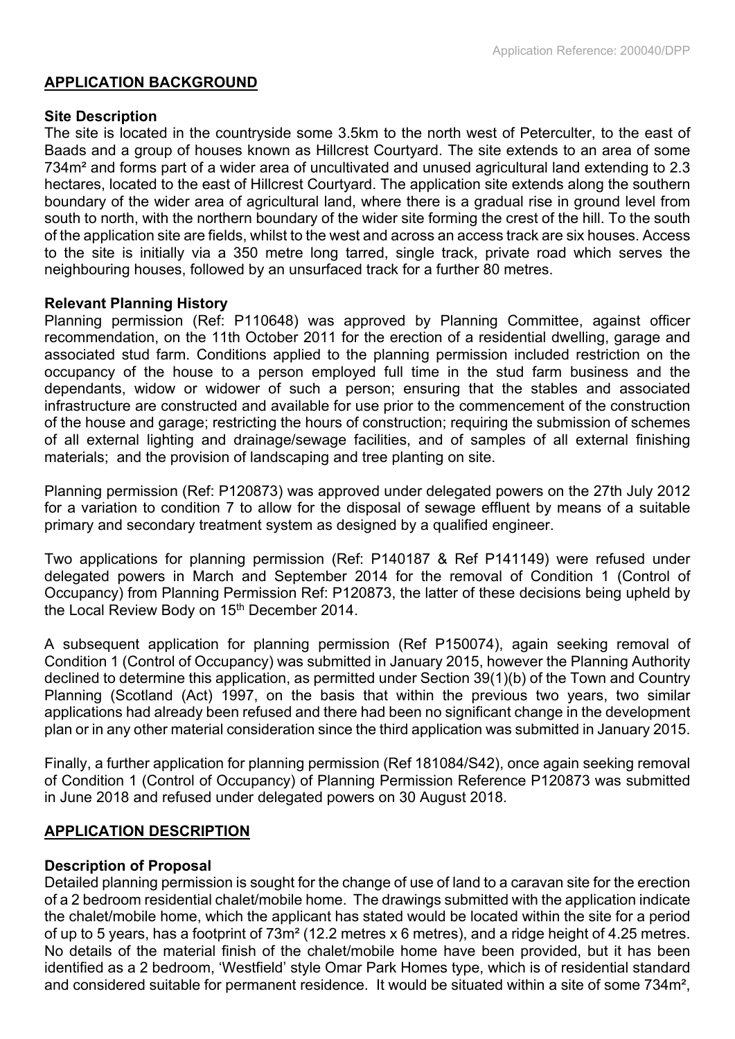## APPLICATION BACKGROUND

### Site Description

The site is located in the countryside some 3.5km to the north west of Peterculter, to the east of Baads and a group of houses known as Hillcrest Courtyard. The site extends to an area of some 734m² and forms part of a wider area of uncultivated and unused agricultural land extending to 2.3 hectares, located to the east of Hillcrest Courtyard. The application site extends along the southern boundary of the wider area of agricultural land, where there is a gradual rise in ground level from south to north, with the northern boundary of the wider site forming the crest of the hill. To the south of the application site are fields, whilst to the west and across an access track are six houses. Access to the site is initially via a 350 metre long tarred, single track, private road which serves the neighbouring houses, followed by an unsurfaced track for a further 80 metres.

### Relevant Planning History

Planning permission (Ref: P110648) was approved by Planning Committee, against officer recommendation, on the 11th October 2011 for the erection of a residential dwelling, garage and associated stud farm. Conditions applied to the planning permission included restriction on the occupancy of the house to a person employed full time in the stud farm business and the dependants, widow or widower of such a person; ensuring that the stables and associated infrastructure are constructed and available for use prior to the commencement of the construction of the house and garage; restricting the hours of construction; requiring the submission of schemes of all external lighting and drainage/sewage facilities, and of samples of all external finishing materials; and the provision of landscaping and tree planting on site.

Planning permission (Ref: P120873) was approved under delegated powers on the 27th July 2012 for a variation to condition 7 to allow for the disposal of sewage effluent by means of a suitable primary and secondary treatment system as designed by a qualified engineer.

Two applications for planning permission (Ref: P140187 & Ref P141149) were refused under delegated powers in March and September 2014 for the removal of Condition 1 (Control of Occupancy) from Planning Permission Ref: P120873, the latter of these decisions being upheld by the Local Review Body on 15th December 2014.

A subsequent application for planning permission (Ref P150074), again seeking removal of Condition 1 (Control of Occupancy) was submitted in January 2015, however the Planning Authority declined to determine this application, as permitted under Section 39(1)(b) of the Town and Country Planning (Scotland (Act) 1997, on the basis that within the previous two years, two similar applications had already been refused and there had been no significant change in the development plan or in any other material consideration since the third application was submitted in January 2015.

Finally, a further application for planning permission (Ref 181084/S42), once again seeking removal of Condition 1 (Control of Occupancy) of Planning Permission Reference P120873 was submitted in June 2018 and refused under delegated powers on 30 August 2018.

## APPLICATION DESCRIPTION

### Description of Proposal

Detailed planning permission is sought for the change of use of land to a caravan site for the erection of a 2 bedroom residential chalet/mobile home. The drawings submitted with the application indicate the chalet/mobile home, which the applicant has stated would be located within the site for a period of up to 5 years, has a footprint of 73m² (12.2 metres x 6 metres), and a ridge height of 4.25 metres. No details of the material finish of the chalet/mobile home have been provided, but it has been identified as a 2 bedroom, 'Westfield' style Omar Park Homes type, which is of residential standard and considered suitable for permanent residence. It would be situated within a site of some 734m²,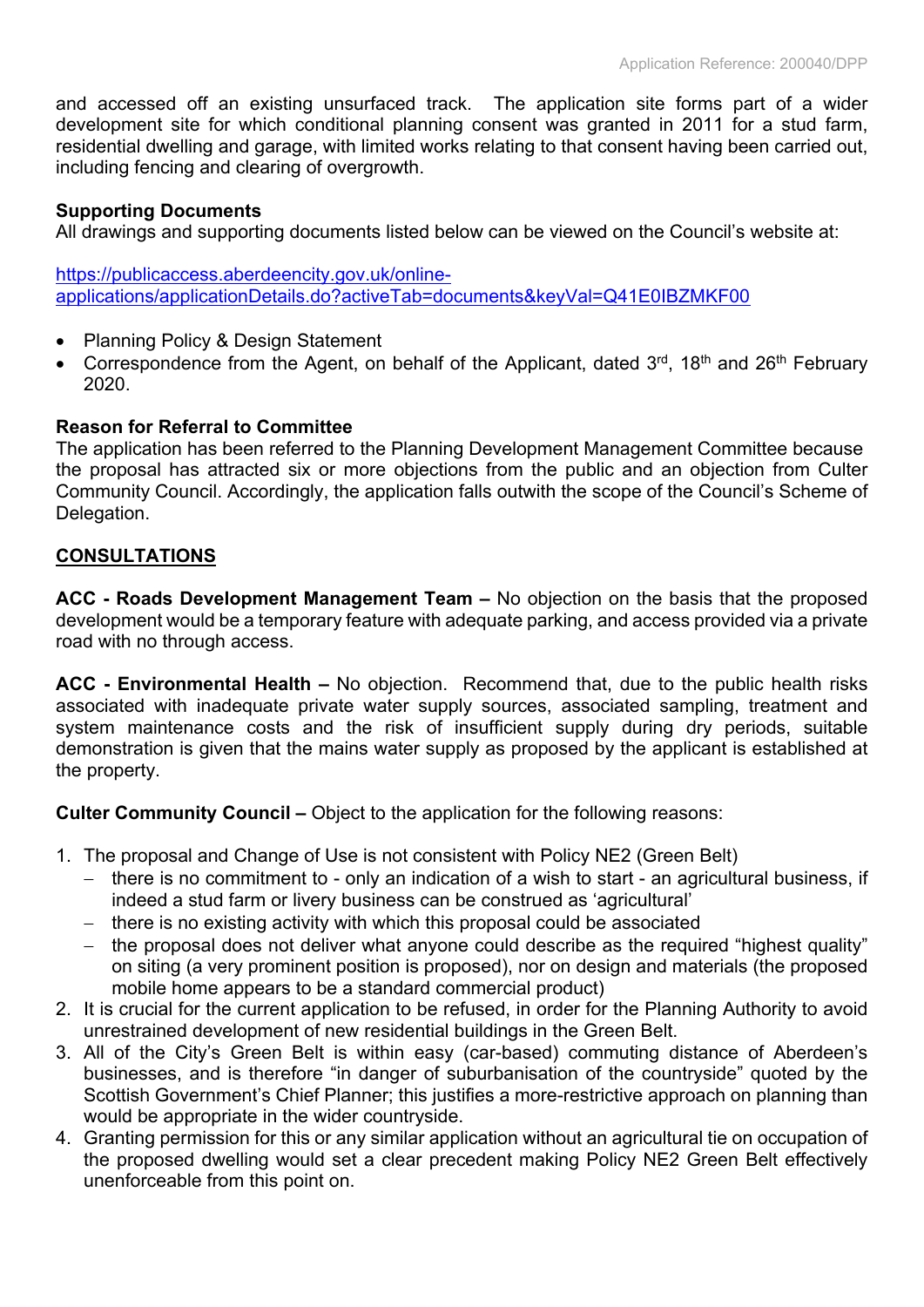and accessed off an existing unsurfaced track. The application site forms part of a wider development site for which conditional planning consent was granted in 2011 for a stud farm, residential dwelling and garage, with limited works relating to that consent having been carried out, including fencing and clearing of overgrowth.

**Supporting Documents**
All drawings and supporting documents listed below can be viewed on the Council's website at:

https://publicaccess.aberdeencity.gov.uk/online-applications/applicationDetails.do?activeTab=documents&keyVal=Q41E0IBZMKF00

- Planning Policy & Design Statement
- Correspondence from the Agent, on behalf of the Applicant, dated 3rd, 18th and 26th February 2020.

**Reason for Referral to Committee**
The application has been referred to the Planning Development Management Committee because the proposal has attracted six or more objections from the public and an objection from Culter Community Council. Accordingly, the application falls outwith the scope of the Council's Scheme of Delegation.

## CONSULTATIONS

**ACC - Roads Development Management Team –** No objection on the basis that the proposed development would be a temporary feature with adequate parking, and access provided via a private road with no through access.

**ACC - Environmental Health –** No objection. Recommend that, due to the public health risks associated with inadequate private water supply sources, associated sampling, treatment and system maintenance costs and the risk of insufficient supply during dry periods, suitable demonstration is given that the mains water supply as proposed by the applicant is established at the property.

**Culter Community Council –** Object to the application for the following reasons:

1. The proposal and Change of Use is not consistent with Policy NE2 (Green Belt)
   - there is no commitment to - only an indication of a wish to start - an agricultural business, if indeed a stud farm or livery business can be construed as 'agricultural'
   - there is no existing activity with which this proposal could be associated
   - the proposal does not deliver what anyone could describe as the required "highest quality" on siting (a very prominent position is proposed), nor on design and materials (the proposed mobile home appears to be a standard commercial product)
2. It is crucial for the current application to be refused, in order for the Planning Authority to avoid unrestrained development of new residential buildings in the Green Belt.
3. All of the City's Green Belt is within easy (car-based) commuting distance of Aberdeen's businesses, and is therefore "in danger of suburbanisation of the countryside" quoted by the Scottish Government's Chief Planner; this justifies a more-restrictive approach on planning than would be appropriate in the wider countryside.
4. Granting permission for this or any similar application without an agricultural tie on occupation of the proposed dwelling would set a clear precedent making Policy NE2 Green Belt effectively unenforceable from this point on.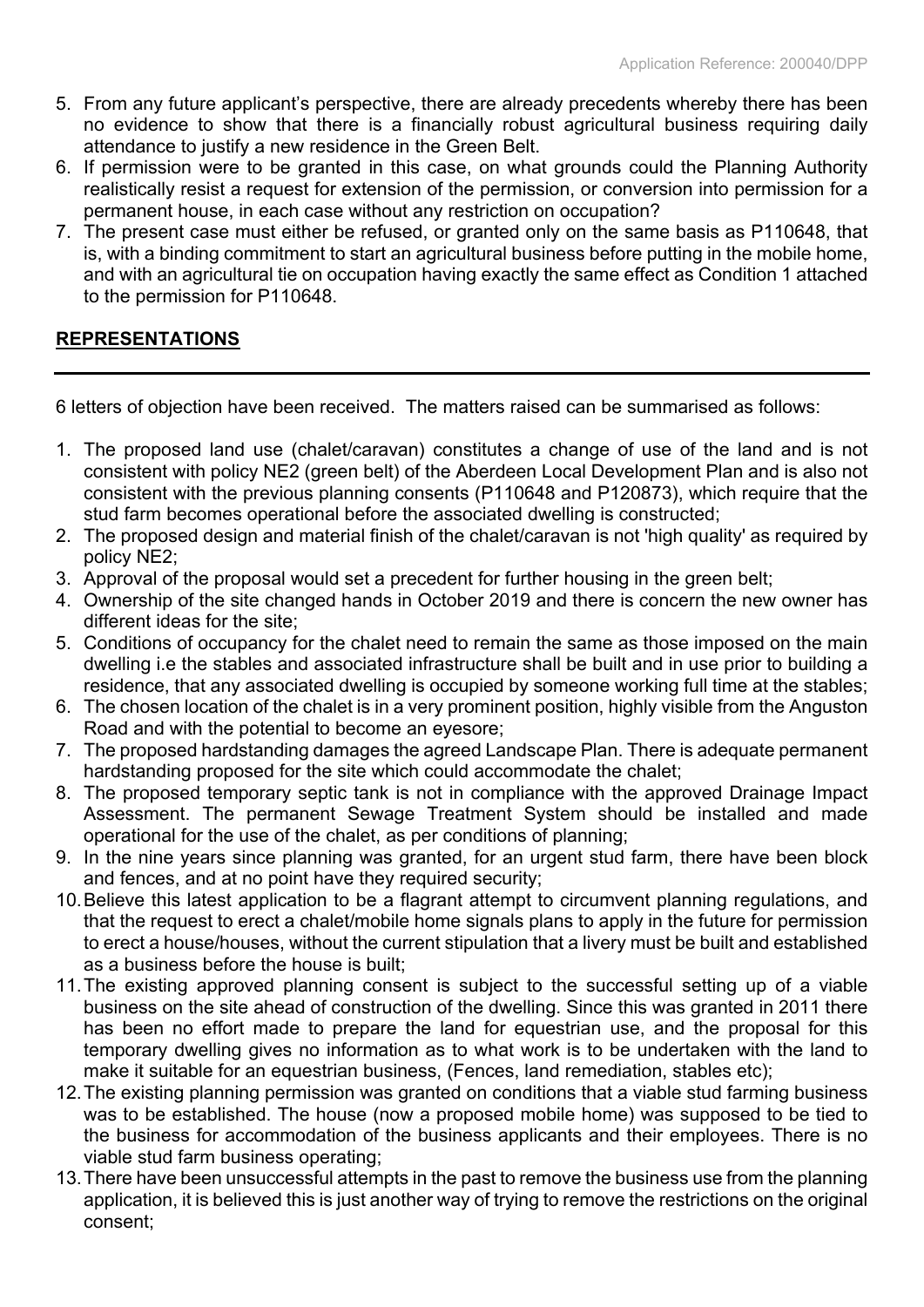5. From any future applicant's perspective, there are already precedents whereby there has been no evidence to show that there is a financially robust agricultural business requiring daily attendance to justify a new residence in the Green Belt.
6. If permission were to be granted in this case, on what grounds could the Planning Authority realistically resist a request for extension of the permission, or conversion into permission for a permanent house, in each case without any restriction on occupation?
7. The present case must either be refused, or granted only on the same basis as P110648, that is, with a binding commitment to start an agricultural business before putting in the mobile home, and with an agricultural tie on occupation having exactly the same effect as Condition 1 attached to the permission for P110648.

## **REPRESENTATIONS**

---

6 letters of objection have been received. The matters raised can be summarised as follows:

1. The proposed land use (chalet/caravan) constitutes a change of use of the land and is not consistent with policy NE2 (green belt) of the Aberdeen Local Development Plan and is also not consistent with the previous planning consents (P110648 and P120873), which require that the stud farm becomes operational before the associated dwelling is constructed;
2. The proposed design and material finish of the chalet/caravan is not 'high quality' as required by policy NE2;
3. Approval of the proposal would set a precedent for further housing in the green belt;
4. Ownership of the site changed hands in October 2019 and there is concern the new owner has different ideas for the site;
5. Conditions of occupancy for the chalet need to remain the same as those imposed on the main dwelling i.e the stables and associated infrastructure shall be built and in use prior to building a residence, that any associated dwelling is occupied by someone working full time at the stables;
6. The chosen location of the chalet is in a very prominent position, highly visible from the Anguston Road and with the potential to become an eyesore;
7. The proposed hardstanding damages the agreed Landscape Plan. There is adequate permanent hardstanding proposed for the site which could accommodate the chalet;
8. The proposed temporary septic tank is not in compliance with the approved Drainage Impact Assessment. The permanent Sewage Treatment System should be installed and made operational for the use of the chalet, as per conditions of planning;
9. In the nine years since planning was granted, for an urgent stud farm, there have been block and fences, and at no point have they required security;
10. Believe this latest application to be a flagrant attempt to circumvent planning regulations, and that the request to erect a chalet/mobile home signals plans to apply in the future for permission to erect a house/houses, without the current stipulation that a livery must be built and established as a business before the house is built;
11. The existing approved planning consent is subject to the successful setting up of a viable business on the site ahead of construction of the dwelling. Since this was granted in 2011 there has been no effort made to prepare the land for equestrian use, and the proposal for this temporary dwelling gives no information as to what work is to be undertaken with the land to make it suitable for an equestrian business, (Fences, land remediation, stables etc);
12. The existing planning permission was granted on conditions that a viable stud farming business was to be established. The house (now a proposed mobile home) was supposed to be tied to the business for accommodation of the business applicants and their employees. There is no viable stud farm business operating;
13. There have been unsuccessful attempts in the past to remove the business use from the planning application, it is believed this is just another way of trying to remove the restrictions on the original consent;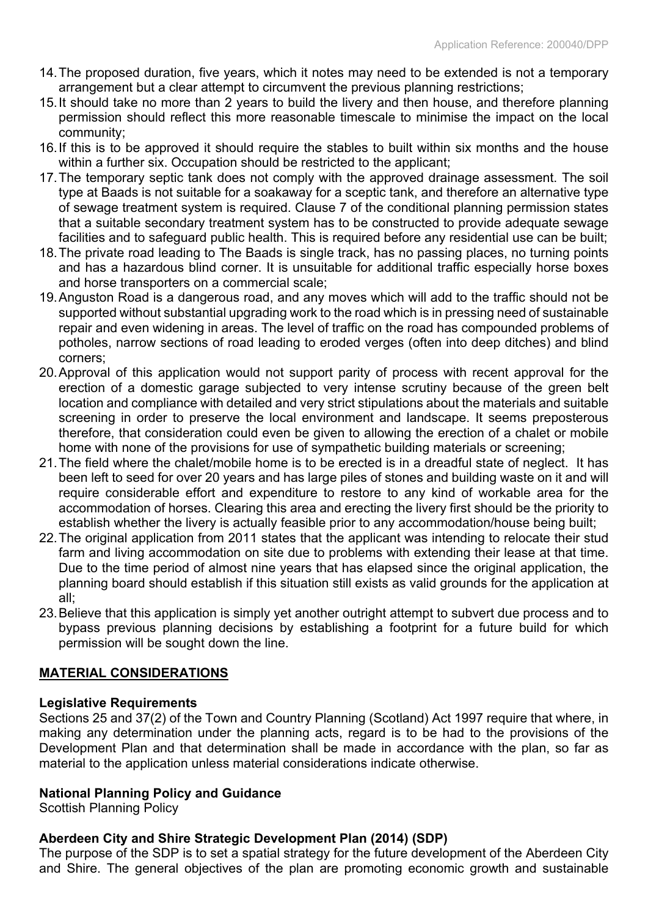14. The proposed duration, five years, which it notes may need to be extended is not a temporary arrangement but a clear attempt to circumvent the previous planning restrictions;
15. It should take no more than 2 years to build the livery and then house, and therefore planning permission should reflect this more reasonable timescale to minimise the impact on the local community;
16. If this is to be approved it should require the stables to built within six months and the house within a further six. Occupation should be restricted to the applicant;
17. The temporary septic tank does not comply with the approved drainage assessment. The soil type at Baads is not suitable for a soakaway for a sceptic tank, and therefore an alternative type of sewage treatment system is required. Clause 7 of the conditional planning permission states that a suitable secondary treatment system has to be constructed to provide adequate sewage facilities and to safeguard public health. This is required before any residential use can be built;
18. The private road leading to The Baads is single track, has no passing places, no turning points and has a hazardous blind corner. It is unsuitable for additional traffic especially horse boxes and horse transporters on a commercial scale;
19. Anguston Road is a dangerous road, and any moves which will add to the traffic should not be supported without substantial upgrading work to the road which is in pressing need of sustainable repair and even widening in areas. The level of traffic on the road has compounded problems of potholes, narrow sections of road leading to eroded verges (often into deep ditches) and blind corners;
20. Approval of this application would not support parity of process with recent approval for the erection of a domestic garage subjected to very intense scrutiny because of the green belt location and compliance with detailed and very strict stipulations about the materials and suitable screening in order to preserve the local environment and landscape. It seems preposterous therefore, that consideration could even be given to allowing the erection of a chalet or mobile home with none of the provisions for use of sympathetic building materials or screening;
21. The field where the chalet/mobile home is to be erected is in a dreadful state of neglect. It has been left to seed for over 20 years and has large piles of stones and building waste on it and will require considerable effort and expenditure to restore to any kind of workable area for the accommodation of horses. Clearing this area and erecting the livery first should be the priority to establish whether the livery is actually feasible prior to any accommodation/house being built;
22. The original application from 2011 states that the applicant was intending to relocate their stud farm and living accommodation on site due to problems with extending their lease at that time. Due to the time period of almost nine years that has elapsed since the original application, the planning board should establish if this situation still exists as valid grounds for the application at all;
23. Believe that this application is simply yet another outright attempt to subvert due process and to bypass previous planning decisions by establishing a footprint for a future build for which permission will be sought down the line.

## MATERIAL CONSIDERATIONS

### Legislative Requirements

Sections 25 and 37(2) of the Town and Country Planning (Scotland) Act 1997 require that where, in making any determination under the planning acts, regard is to be had to the provisions of the Development Plan and that determination shall be made in accordance with the plan, so far as material to the application unless material considerations indicate otherwise.

### National Planning Policy and Guidance

Scottish Planning Policy

### Aberdeen City and Shire Strategic Development Plan (2014) (SDP)

The purpose of the SDP is to set a spatial strategy for the future development of the Aberdeen City and Shire. The general objectives of the plan are promoting economic growth and sustainable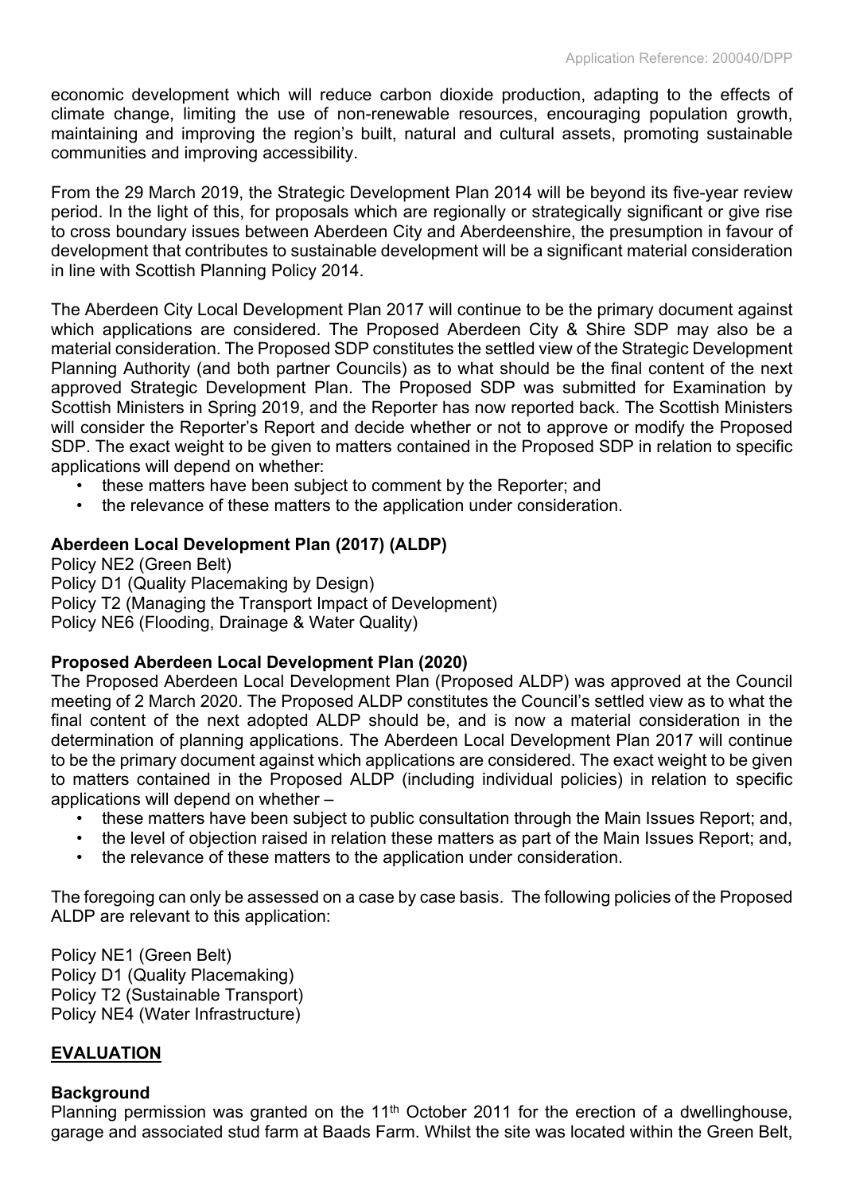economic development which will reduce carbon dioxide production, adapting to the effects of climate change, limiting the use of non-renewable resources, encouraging population growth, maintaining and improving the region's built, natural and cultural assets, promoting sustainable communities and improving accessibility.

From the 29 March 2019, the Strategic Development Plan 2014 will be beyond its five-year review period. In the light of this, for proposals which are regionally or strategically significant or give rise to cross boundary issues between Aberdeen City and Aberdeenshire, the presumption in favour of development that contributes to sustainable development will be a significant material consideration in line with Scottish Planning Policy 2014.

The Aberdeen City Local Development Plan 2017 will continue to be the primary document against which applications are considered. The Proposed Aberdeen City & Shire SDP may also be a material consideration. The Proposed SDP constitutes the settled view of the Strategic Development Planning Authority (and both partner Councils) as to what should be the final content of the next approved Strategic Development Plan. The Proposed SDP was submitted for Examination by Scottish Ministers in Spring 2019, and the Reporter has now reported back. The Scottish Ministers will consider the Reporter's Report and decide whether or not to approve or modify the Proposed SDP. The exact weight to be given to matters contained in the Proposed SDP in relation to specific applications will depend on whether:

- these matters have been subject to comment by the Reporter; and
- the relevance of these matters to the application under consideration.

**Aberdeen Local Development Plan (2017) (ALDP)**

Policy NE2 (Green Belt)
Policy D1 (Quality Placemaking by Design)
Policy T2 (Managing the Transport Impact of Development)
Policy NE6 (Flooding, Drainage & Water Quality)

**Proposed Aberdeen Local Development Plan (2020)**

The Proposed Aberdeen Local Development Plan (Proposed ALDP) was approved at the Council meeting of 2 March 2020. The Proposed ALDP constitutes the Council's settled view as to what the final content of the next adopted ALDP should be, and is now a material consideration in the determination of planning applications. The Aberdeen Local Development Plan 2017 will continue to be the primary document against which applications are considered. The exact weight to be given to matters contained in the Proposed ALDP (including individual policies) in relation to specific applications will depend on whether –

- these matters have been subject to public consultation through the Main Issues Report; and,
- the level of objection raised in relation these matters as part of the Main Issues Report; and,
- the relevance of these matters to the application under consideration.

The foregoing can only be assessed on a case by case basis. The following policies of the Proposed ALDP are relevant to this application:

Policy NE1 (Green Belt)
Policy D1 (Quality Placemaking)
Policy T2 (Sustainable Transport)
Policy NE4 (Water Infrastructure)

## EVALUATION

**Background**

Planning permission was granted on the 11th October 2011 for the erection of a dwellinghouse, garage and associated stud farm at Baads Farm. Whilst the site was located within the Green Belt,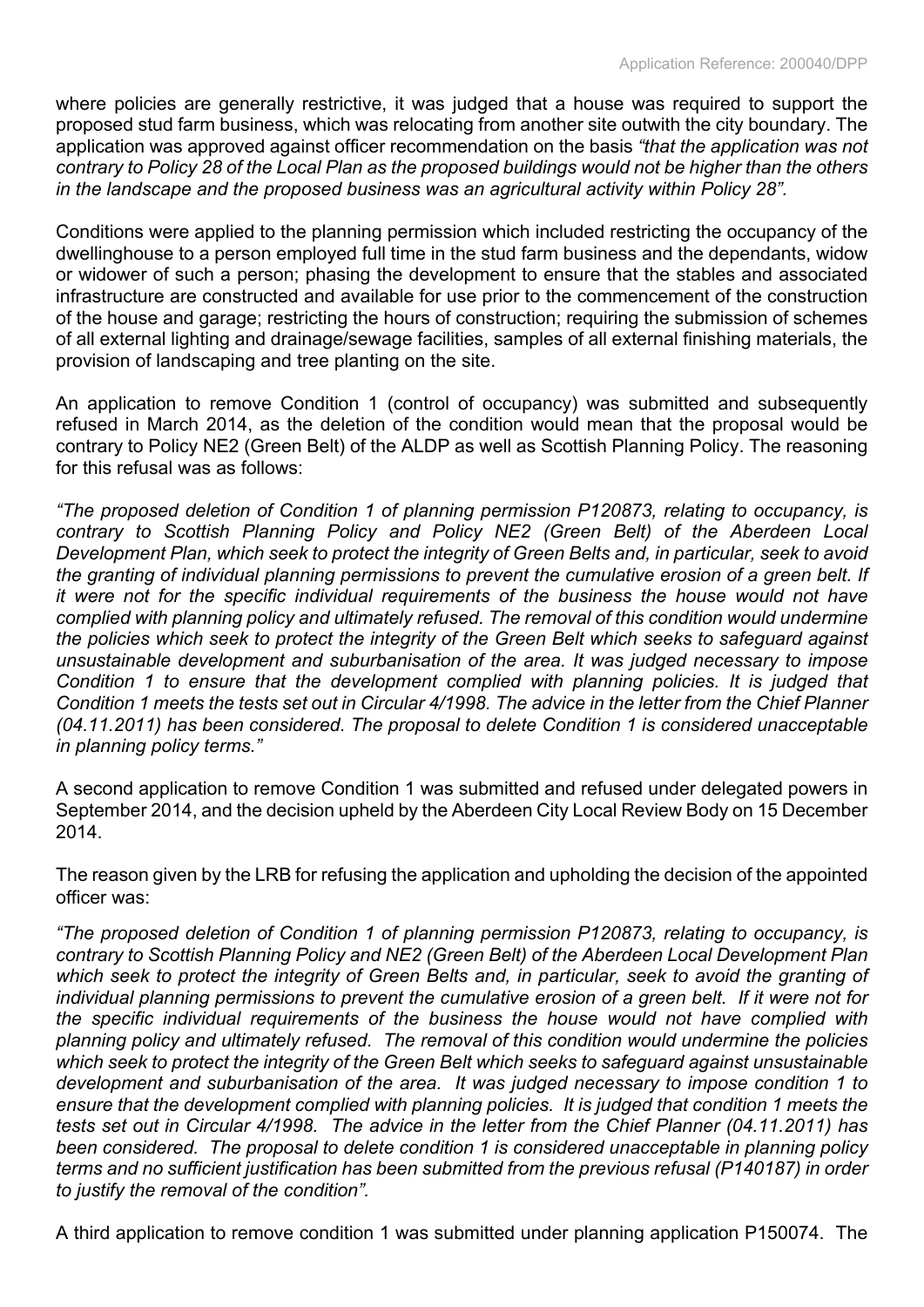where policies are generally restrictive, it was judged that a house was required to support the proposed stud farm business, which was relocating from another site outwith the city boundary. The application was approved against officer recommendation on the basis *"that the application was not contrary to Policy 28 of the Local Plan as the proposed buildings would not be higher than the others in the landscape and the proposed business was an agricultural activity within Policy 28"*.

Conditions were applied to the planning permission which included restricting the occupancy of the dwellinghouse to a person employed full time in the stud farm business and the dependants, widow or widower of such a person; phasing the development to ensure that the stables and associated infrastructure are constructed and available for use prior to the commencement of the construction of the house and garage; restricting the hours of construction; requiring the submission of schemes of all external lighting and drainage/sewage facilities, samples of all external finishing materials, the provision of landscaping and tree planting on the site.

An application to remove Condition 1 (control of occupancy) was submitted and subsequently refused in March 2014, as the deletion of the condition would mean that the proposal would be contrary to Policy NE2 (Green Belt) of the ALDP as well as Scottish Planning Policy. The reasoning for this refusal was as follows:

*"The proposed deletion of Condition 1 of planning permission P120873, relating to occupancy, is contrary to Scottish Planning Policy and Policy NE2 (Green Belt) of the Aberdeen Local Development Plan, which seek to protect the integrity of Green Belts and, in particular, seek to avoid the granting of individual planning permissions to prevent the cumulative erosion of a green belt. If it were not for the specific individual requirements of the business the house would not have complied with planning policy and ultimately refused. The removal of this condition would undermine the policies which seek to protect the integrity of the Green Belt which seeks to safeguard against unsustainable development and suburbanisation of the area. It was judged necessary to impose Condition 1 to ensure that the development complied with planning policies. It is judged that Condition 1 meets the tests set out in Circular 4/1998. The advice in the letter from the Chief Planner (04.11.2011) has been considered. The proposal to delete Condition 1 is considered unacceptable in planning policy terms."*

A second application to remove Condition 1 was submitted and refused under delegated powers in September 2014, and the decision upheld by the Aberdeen City Local Review Body on 15 December 2014.

The reason given by the LRB for refusing the application and upholding the decision of the appointed officer was:

*"The proposed deletion of Condition 1 of planning permission P120873, relating to occupancy, is contrary to Scottish Planning Policy and NE2 (Green Belt) of the Aberdeen Local Development Plan which seek to protect the integrity of Green Belts and, in particular, seek to avoid the granting of individual planning permissions to prevent the cumulative erosion of a green belt. If it were not for the specific individual requirements of the business the house would not have complied with planning policy and ultimately refused. The removal of this condition would undermine the policies which seek to protect the integrity of the Green Belt which seeks to safeguard against unsustainable development and suburbanisation of the area. It was judged necessary to impose condition 1 to ensure that the development complied with planning policies. It is judged that condition 1 meets the tests set out in Circular 4/1998. The advice in the letter from the Chief Planner (04.11.2011) has been considered. The proposal to delete condition 1 is considered unacceptable in planning policy terms and no sufficient justification has been submitted from the previous refusal (P140187) in order to justify the removal of the condition".*

A third application to remove condition 1 was submitted under planning application P150074. The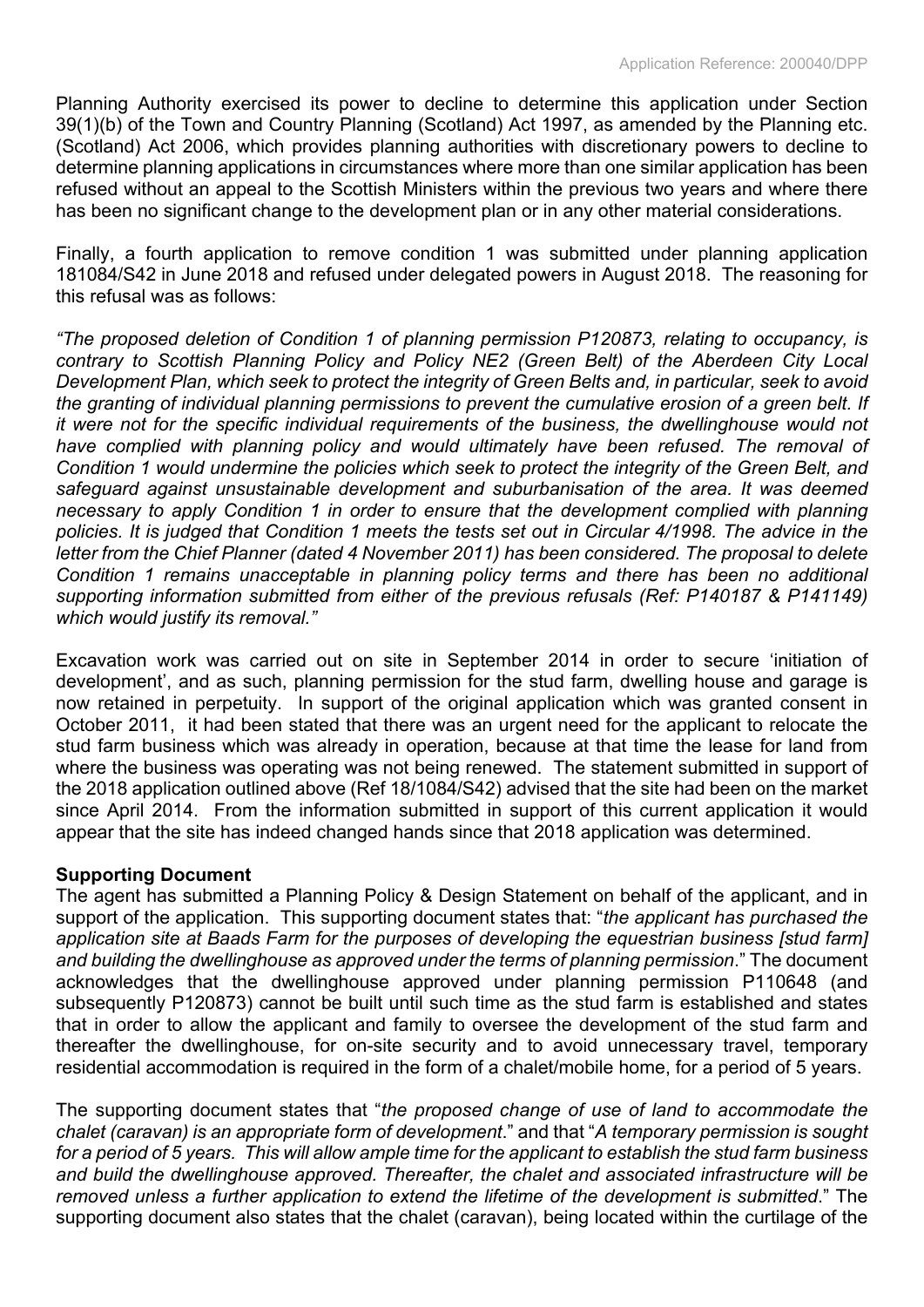Planning Authority exercised its power to decline to determine this application under Section 39(1)(b) of the Town and Country Planning (Scotland) Act 1997, as amended by the Planning etc. (Scotland) Act 2006, which provides planning authorities with discretionary powers to decline to determine planning applications in circumstances where more than one similar application has been refused without an appeal to the Scottish Ministers within the previous two years and where there has been no significant change to the development plan or in any other material considerations.

Finally, a fourth application to remove condition 1 was submitted under planning application 181084/S42 in June 2018 and refused under delegated powers in August 2018. The reasoning for this refusal was as follows:

*"The proposed deletion of Condition 1 of planning permission P120873, relating to occupancy, is contrary to Scottish Planning Policy and Policy NE2 (Green Belt) of the Aberdeen City Local Development Plan, which seek to protect the integrity of Green Belts and, in particular, seek to avoid the granting of individual planning permissions to prevent the cumulative erosion of a green belt. If it were not for the specific individual requirements of the business, the dwellinghouse would not have complied with planning policy and would ultimately have been refused. The removal of Condition 1 would undermine the policies which seek to protect the integrity of the Green Belt, and safeguard against unsustainable development and suburbanisation of the area. It was deemed necessary to apply Condition 1 in order to ensure that the development complied with planning policies. It is judged that Condition 1 meets the tests set out in Circular 4/1998. The advice in the letter from the Chief Planner (dated 4 November 2011) has been considered. The proposal to delete Condition 1 remains unacceptable in planning policy terms and there has been no additional supporting information submitted from either of the previous refusals (Ref: P140187 & P141149) which would justify its removal."*

Excavation work was carried out on site in September 2014 in order to secure 'initiation of development', and as such, planning permission for the stud farm, dwelling house and garage is now retained in perpetuity. In support of the original application which was granted consent in October 2011, it had been stated that there was an urgent need for the applicant to relocate the stud farm business which was already in operation, because at that time the lease for land from where the business was operating was not being renewed. The statement submitted in support of the 2018 application outlined above (Ref 18/1084/S42) advised that the site had been on the market since April 2014. From the information submitted in support of this current application it would appear that the site has indeed changed hands since that 2018 application was determined.

**Supporting Document**

The agent has submitted a Planning Policy & Design Statement on behalf of the applicant, and in support of the application. This supporting document states that: "*the applicant has purchased the application site at Baads Farm for the purposes of developing the equestrian business [stud farm] and building the dwellinghouse as approved under the terms of planning permission*." The document acknowledges that the dwellinghouse approved under planning permission P110648 (and subsequently P120873) cannot be built until such time as the stud farm is established and states that in order to allow the applicant and family to oversee the development of the stud farm and thereafter the dwellinghouse, for on-site security and to avoid unnecessary travel, temporary residential accommodation is required in the form of a chalet/mobile home, for a period of 5 years.

The supporting document states that "*the proposed change of use of land to accommodate the chalet (caravan) is an appropriate form of development*." and that "*A temporary permission is sought for a period of 5 years. This will allow ample time for the applicant to establish the stud farm business and build the dwellinghouse approved. Thereafter, the chalet and associated infrastructure will be removed unless a further application to extend the lifetime of the development is submitted*." The supporting document also states that the chalet (caravan), being located within the curtilage of the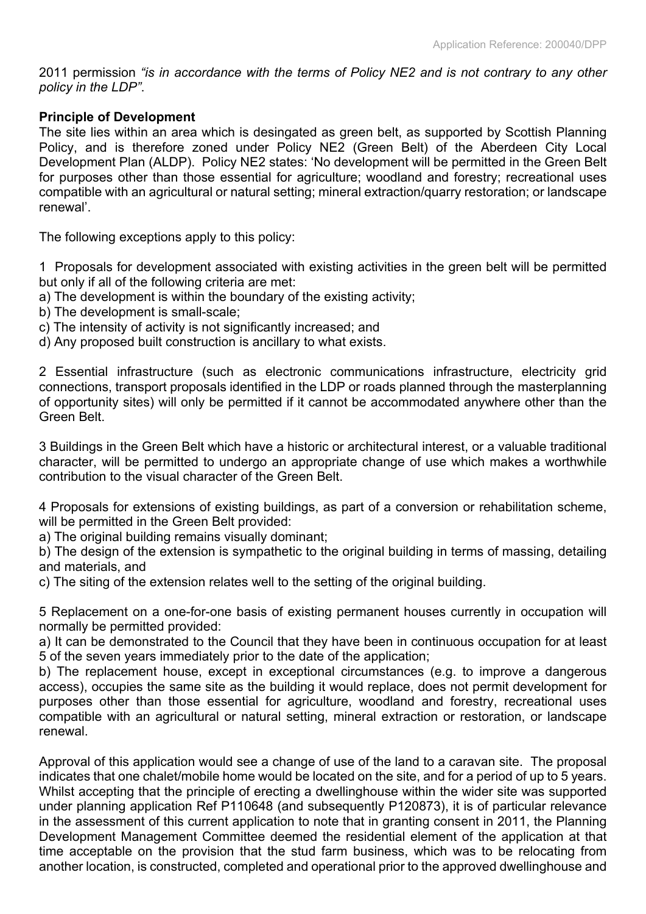2011 permission *"is in accordance with the terms of Policy NE2 and is not contrary to any other policy in the LDP"*.

**Principle of Development**

The site lies within an area which is desingated as green belt, as supported by Scottish Planning Policy, and is therefore zoned under Policy NE2 (Green Belt) of the Aberdeen City Local Development Plan (ALDP). Policy NE2 states: 'No development will be permitted in the Green Belt for purposes other than those essential for agriculture; woodland and forestry; recreational uses compatible with an agricultural or natural setting; mineral extraction/quarry restoration; or landscape renewal'.

The following exceptions apply to this policy:

1 Proposals for development associated with existing activities in the green belt will be permitted but only if all of the following criteria are met:
a) The development is within the boundary of the existing activity;
b) The development is small-scale;
c) The intensity of activity is not significantly increased; and
d) Any proposed built construction is ancillary to what exists.

2 Essential infrastructure (such as electronic communications infrastructure, electricity grid connections, transport proposals identified in the LDP or roads planned through the masterplanning of opportunity sites) will only be permitted if it cannot be accommodated anywhere other than the Green Belt.

3 Buildings in the Green Belt which have a historic or architectural interest, or a valuable traditional character, will be permitted to undergo an appropriate change of use which makes a worthwhile contribution to the visual character of the Green Belt.

4 Proposals for extensions of existing buildings, as part of a conversion or rehabilitation scheme, will be permitted in the Green Belt provided:
a) The original building remains visually dominant;
b) The design of the extension is sympathetic to the original building in terms of massing, detailing and materials, and
c) The siting of the extension relates well to the setting of the original building.

5 Replacement on a one-for-one basis of existing permanent houses currently in occupation will normally be permitted provided:
a) It can be demonstrated to the Council that they have been in continuous occupation for at least 5 of the seven years immediately prior to the date of the application;
b) The replacement house, except in exceptional circumstances (e.g. to improve a dangerous access), occupies the same site as the building it would replace, does not permit development for purposes other than those essential for agriculture, woodland and forestry, recreational uses compatible with an agricultural or natural setting, mineral extraction or restoration, or landscape renewal.

Approval of this application would see a change of use of the land to a caravan site. The proposal indicates that one chalet/mobile home would be located on the site, and for a period of up to 5 years. Whilst accepting that the principle of erecting a dwellinghouse within the wider site was supported under planning application Ref P110648 (and subsequently P120873), it is of particular relevance in the assessment of this current application to note that in granting consent in 2011, the Planning Development Management Committee deemed the residential element of the application at that time acceptable on the provision that the stud farm business, which was to be relocating from another location, is constructed, completed and operational prior to the approved dwellinghouse and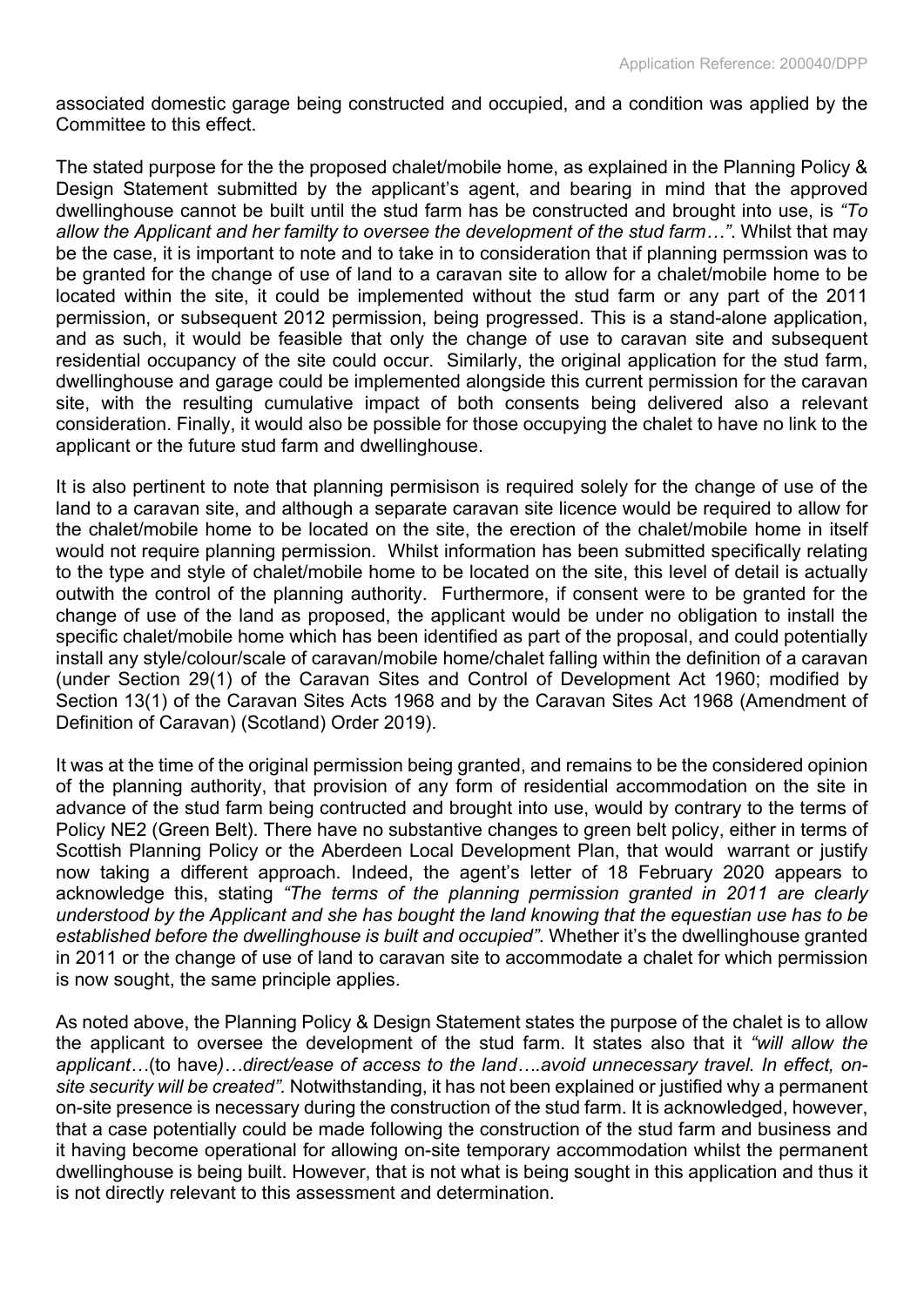associated domestic garage being constructed and occupied, and a condition was applied by the Committee to this effect.

The stated purpose for the the proposed chalet/mobile home, as explained in the Planning Policy & Design Statement submitted by the applicant's agent, and bearing in mind that the approved dwellinghouse cannot be built until the stud farm has be constructed and brought into use, is *"To allow the Applicant and her familty to oversee the development of the stud farm…"*. Whilst that may be the case, it is important to note and to take in to consideration that if planning permssion was to be granted for the change of use of land to a caravan site to allow for a chalet/mobile home to be located within the site, it could be implemented without the stud farm or any part of the 2011 permission, or subsequent 2012 permission, being progressed. This is a stand-alone application, and as such, it would be feasible that only the change of use to caravan site and subsequent residential occupancy of the site could occur. Similarly, the original application for the stud farm, dwellinghouse and garage could be implemented alongside this current permission for the caravan site, with the resulting cumulative impact of both consents being delivered also a relevant consideration. Finally, it would also be possible for those occupying the chalet to have no link to the applicant or the future stud farm and dwellinghouse.

It is also pertinent to note that planning permisison is required solely for the change of use of the land to a caravan site, and although a separate caravan site licence would be required to allow for the chalet/mobile home to be located on the site, the erection of the chalet/mobile home in itself would not require planning permission. Whilst information has been submitted specifically relating to the type and style of chalet/mobile home to be located on the site, this level of detail is actually outwith the control of the planning authority. Furthermore, if consent were to be granted for the change of use of the land as proposed, the applicant would be under no obligation to install the specific chalet/mobile home which has been identified as part of the proposal, and could potentially install any style/colour/scale of caravan/mobile home/chalet falling within the definition of a caravan (under Section 29(1) of the Caravan Sites and Control of Development Act 1960; modified by Section 13(1) of the Caravan Sites Acts 1968 and by the Caravan Sites Act 1968 (Amendment of Definition of Caravan) (Scotland) Order 2019).

It was at the time of the original permission being granted, and remains to be the considered opinion of the planning authority, that provision of any form of residential accommodation on the site in advance of the stud farm being contructed and brought into use, would by contrary to the terms of Policy NE2 (Green Belt). There have no substantive changes to green belt policy, either in terms of Scottish Planning Policy or the Aberdeen Local Development Plan, that would warrant or justify now taking a different approach. Indeed, the agent's letter of 18 February 2020 appears to acknowledge this, stating *"The terms of the planning permission granted in 2011 are clearly understood by the Applicant and she has bought the land knowing that the equestian use has to be established before the dwellinghouse is built and occupied"*. Whether it's the dwellinghouse granted in 2011 or the change of use of land to caravan site to accommodate a chalet for which permission is now sought, the same principle applies.

As noted above, the Planning Policy & Design Statement states the purpose of the chalet is to allow the applicant to oversee the development of the stud farm. It states also that it *"will allow the applicant*…(to have*)…direct/ease of access to the land….avoid unnecessary travel. In effect, on-site security will be created"*. Notwithstanding, it has not been explained or justified why a permanent on-site presence is necessary during the construction of the stud farm. It is acknowledged, however, that a case potentially could be made following the construction of the stud farm and business and it having become operational for allowing on-site temporary accommodation whilst the permanent dwellinghouse is being built. However, that is not what is being sought in this application and thus it is not directly relevant to this assessment and determination.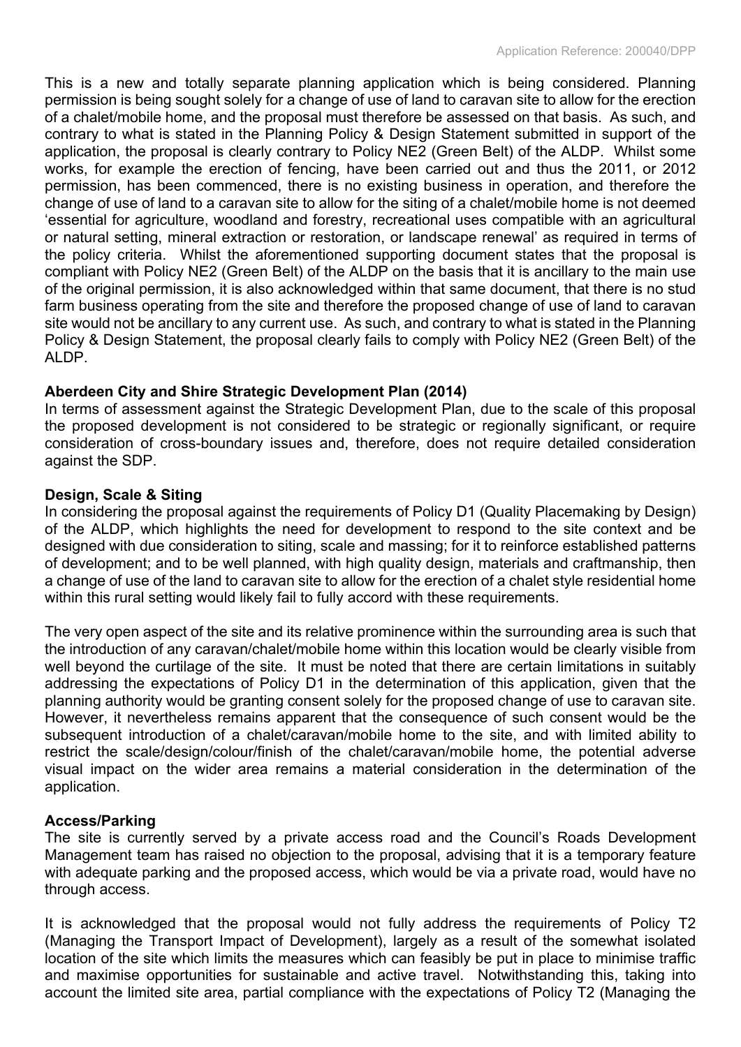This is a new and totally separate planning application which is being considered. Planning permission is being sought solely for a change of use of land to caravan site to allow for the erection of a chalet/mobile home, and the proposal must therefore be assessed on that basis. As such, and contrary to what is stated in the Planning Policy & Design Statement submitted in support of the application, the proposal is clearly contrary to Policy NE2 (Green Belt) of the ALDP. Whilst some works, for example the erection of fencing, have been carried out and thus the 2011, or 2012 permission, has been commenced, there is no existing business in operation, and therefore the change of use of land to a caravan site to allow for the siting of a chalet/mobile home is not deemed 'essential for agriculture, woodland and forestry, recreational uses compatible with an agricultural or natural setting, mineral extraction or restoration, or landscape renewal' as required in terms of the policy criteria. Whilst the aforementioned supporting document states that the proposal is compliant with Policy NE2 (Green Belt) of the ALDP on the basis that it is ancillary to the main use of the original permission, it is also acknowledged within that same document, that there is no stud farm business operating from the site and therefore the proposed change of use of land to caravan site would not be ancillary to any current use. As such, and contrary to what is stated in the Planning Policy & Design Statement, the proposal clearly fails to comply with Policy NE2 (Green Belt) of the ALDP.

**Aberdeen City and Shire Strategic Development Plan (2014)**

In terms of assessment against the Strategic Development Plan, due to the scale of this proposal the proposed development is not considered to be strategic or regionally significant, or require consideration of cross-boundary issues and, therefore, does not require detailed consideration against the SDP.

**Design, Scale & Siting**

In considering the proposal against the requirements of Policy D1 (Quality Placemaking by Design) of the ALDP, which highlights the need for development to respond to the site context and be designed with due consideration to siting, scale and massing; for it to reinforce established patterns of development; and to be well planned, with high quality design, materials and craftmanship, then a change of use of the land to caravan site to allow for the erection of a chalet style residential home within this rural setting would likely fail to fully accord with these requirements.

The very open aspect of the site and its relative prominence within the surrounding area is such that the introduction of any caravan/chalet/mobile home within this location would be clearly visible from well beyond the curtilage of the site. It must be noted that there are certain limitations in suitably addressing the expectations of Policy D1 in the determination of this application, given that the planning authority would be granting consent solely for the proposed change of use to caravan site. However, it nevertheless remains apparent that the consequence of such consent would be the subsequent introduction of a chalet/caravan/mobile home to the site, and with limited ability to restrict the scale/design/colour/finish of the chalet/caravan/mobile home, the potential adverse visual impact on the wider area remains a material consideration in the determination of the application.

**Access/Parking**

The site is currently served by a private access road and the Council's Roads Development Management team has raised no objection to the proposal, advising that it is a temporary feature with adequate parking and the proposed access, which would be via a private road, would have no through access.

It is acknowledged that the proposal would not fully address the requirements of Policy T2 (Managing the Transport Impact of Development), largely as a result of the somewhat isolated location of the site which limits the measures which can feasibly be put in place to minimise traffic and maximise opportunities for sustainable and active travel. Notwithstanding this, taking into account the limited site area, partial compliance with the expectations of Policy T2 (Managing the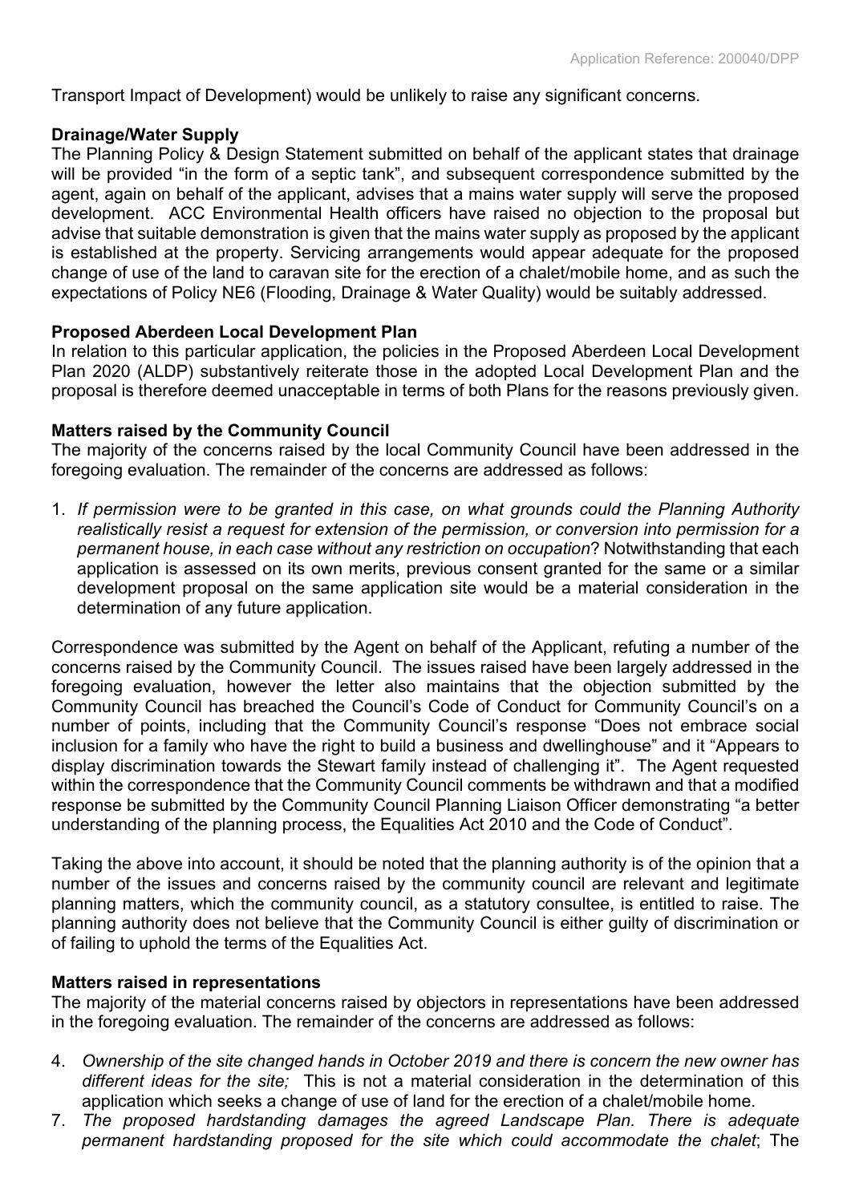Transport Impact of Development) would be unlikely to raise any significant concerns.

**Drainage/Water Supply**

The Planning Policy & Design Statement submitted on behalf of the applicant states that drainage will be provided "in the form of a septic tank", and subsequent correspondence submitted by the agent, again on behalf of the applicant, advises that a mains water supply will serve the proposed development. ACC Environmental Health officers have raised no objection to the proposal but advise that suitable demonstration is given that the mains water supply as proposed by the applicant is established at the property. Servicing arrangements would appear adequate for the proposed change of use of the land to caravan site for the erection of a chalet/mobile home, and as such the expectations of Policy NE6 (Flooding, Drainage & Water Quality) would be suitably addressed.

**Proposed Aberdeen Local Development Plan**

In relation to this particular application, the policies in the Proposed Aberdeen Local Development Plan 2020 (ALDP) substantively reiterate those in the adopted Local Development Plan and the proposal is therefore deemed unacceptable in terms of both Plans for the reasons previously given.

**Matters raised by the Community Council**

The majority of the concerns raised by the local Community Council have been addressed in the foregoing evaluation. The remainder of the concerns are addressed as follows:

1. *If permission were to be granted in this case, on what grounds could the Planning Authority realistically resist a request for extension of the permission, or conversion into permission for a permanent house, in each case without any restriction on occupation*? Notwithstanding that each application is assessed on its own merits, previous consent granted for the same or a similar development proposal on the same application site would be a material consideration in the determination of any future application.

Correspondence was submitted by the Agent on behalf of the Applicant, refuting a number of the concerns raised by the Community Council. The issues raised have been largely addressed in the foregoing evaluation, however the letter also maintains that the objection submitted by the Community Council has breached the Council's Code of Conduct for Community Council's on a number of points, including that the Community Council's response "Does not embrace social inclusion for a family who have the right to build a business and dwellinghouse" and it "Appears to display discrimination towards the Stewart family instead of challenging it". The Agent requested within the correspondence that the Community Council comments be withdrawn and that a modified response be submitted by the Community Council Planning Liaison Officer demonstrating "a better understanding of the planning process, the Equalities Act 2010 and the Code of Conduct".

Taking the above into account, it should be noted that the planning authority is of the opinion that a number of the issues and concerns raised by the community council are relevant and legitimate planning matters, which the community council, as a statutory consultee, is entitled to raise. The planning authority does not believe that the Community Council is either guilty of discrimination or of failing to uphold the terms of the Equalities Act.

**Matters raised in representations**

The majority of the material concerns raised by objectors in representations have been addressed in the foregoing evaluation. The remainder of the concerns are addressed as follows:

4. *Ownership of the site changed hands in October 2019 and there is concern the new owner has different ideas for the site;* This is not a material consideration in the determination of this application which seeks a change of use of land for the erection of a chalet/mobile home.
7. *The proposed hardstanding damages the agreed Landscape Plan. There is adequate permanent hardstanding proposed for the site which could accommodate the chalet*; The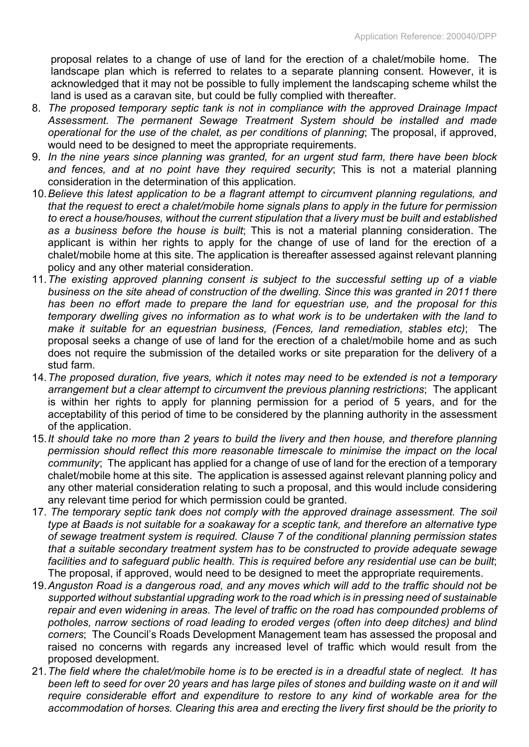proposal relates to a change of use of land for the erection of a chalet/mobile home. The landscape plan which is referred to relates to a separate planning consent. However, it is acknowledged that it may not be possible to fully implement the landscaping scheme whilst the land is used as a caravan site, but could be fully complied with thereafter.

8. *The proposed temporary septic tank is not in compliance with the approved Drainage Impact Assessment. The permanent Sewage Treatment System should be installed and made operational for the use of the chalet, as per conditions of planning*; The proposal, if approved, would need to be designed to meet the appropriate requirements.
9. *In the nine years since planning was granted, for an urgent stud farm, there have been block and fences, and at no point have they required security*; This is not a material planning consideration in the determination of this application.
10. *Believe this latest application to be a flagrant attempt to circumvent planning regulations, and that the request to erect a chalet/mobile home signals plans to apply in the future for permission to erect a house/houses, without the current stipulation that a livery must be built and established as a business before the house is built*; This is not a material planning consideration. The applicant is within her rights to apply for the change of use of land for the erection of a chalet/mobile home at this site. The application is thereafter assessed against relevant planning policy and any other material consideration.
11. *The existing approved planning consent is subject to the successful setting up of a viable business on the site ahead of construction of the dwelling. Since this was granted in 2011 there has been no effort made to prepare the land for equestrian use, and the proposal for this temporary dwelling gives no information as to what work is to be undertaken with the land to make it suitable for an equestrian business, (Fences, land remediation, stables etc)*; The proposal seeks a change of use of land for the erection of a chalet/mobile home and as such does not require the submission of the detailed works or site preparation for the delivery of a stud farm.
14. *The proposed duration, five years, which it notes may need to be extended is not a temporary arrangement but a clear attempt to circumvent the previous planning restrictions*; The applicant is within her rights to apply for planning permission for a period of 5 years, and for the acceptability of this period of time to be considered by the planning authority in the assessment of the application.
15. *It should take no more than 2 years to build the livery and then house, and therefore planning permission should reflect this more reasonable timescale to minimise the impact on the local community*; The applicant has applied for a change of use of land for the erection of a temporary chalet/mobile home at this site. The application is assessed against relevant planning policy and any other material consideration relating to such a proposal, and this would include considering any relevant time period for which permission could be granted.
17. *The temporary septic tank does not comply with the approved drainage assessment. The soil type at Baads is not suitable for a soakaway for a sceptic tank, and therefore an alternative type of sewage treatment system is required. Clause 7 of the conditional planning permission states that a suitable secondary treatment system has to be constructed to provide adequate sewage facilities and to safeguard public health. This is required before any residential use can be built*; The proposal, if approved, would need to be designed to meet the appropriate requirements.
19. *Anguston Road is a dangerous road, and any moves which will add to the traffic should not be supported without substantial upgrading work to the road which is in pressing need of sustainable repair and even widening in areas. The level of traffic on the road has compounded problems of potholes, narrow sections of road leading to eroded verges (often into deep ditches) and blind corners*; The Council's Roads Development Management team has assessed the proposal and raised no concerns with regards any increased level of traffic which would result from the proposed development.
21. *The field where the chalet/mobile home is to be erected is in a dreadful state of neglect. It has been left to seed for over 20 years and has large piles of stones and building waste on it and will require considerable effort and expenditure to restore to any kind of workable area for the accommodation of horses. Clearing this area and erecting the livery first should be the priority to*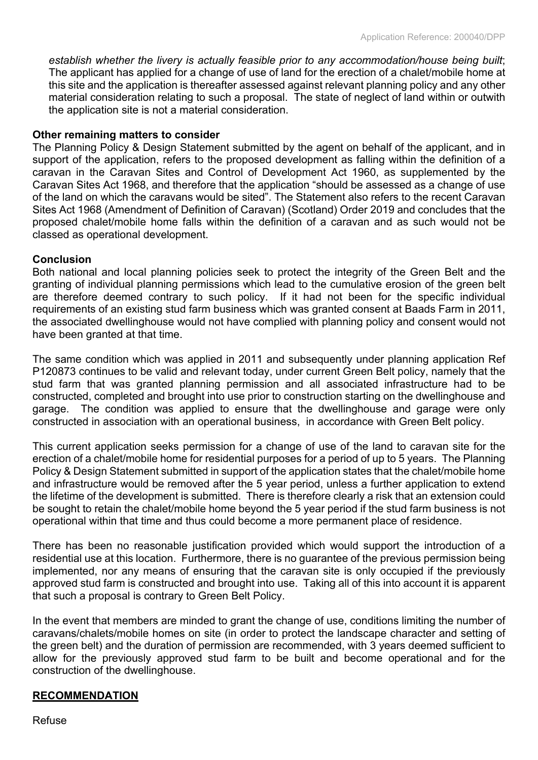*establish whether the livery is actually feasible prior to any accommodation/house being built*; The applicant has applied for a change of use of land for the erection of a chalet/mobile home at this site and the application is thereafter assessed against relevant planning policy and any other material consideration relating to such a proposal. The state of neglect of land within or outwith the application site is not a material consideration.

**Other remaining matters to consider**

The Planning Policy & Design Statement submitted by the agent on behalf of the applicant, and in support of the application, refers to the proposed development as falling within the definition of a caravan in the Caravan Sites and Control of Development Act 1960, as supplemented by the Caravan Sites Act 1968, and therefore that the application "should be assessed as a change of use of the land on which the caravans would be sited". The Statement also refers to the recent Caravan Sites Act 1968 (Amendment of Definition of Caravan) (Scotland) Order 2019 and concludes that the proposed chalet/mobile home falls within the definition of a caravan and as such would not be classed as operational development.

**Conclusion**

Both national and local planning policies seek to protect the integrity of the Green Belt and the granting of individual planning permissions which lead to the cumulative erosion of the green belt are therefore deemed contrary to such policy. If it had not been for the specific individual requirements of an existing stud farm business which was granted consent at Baads Farm in 2011, the associated dwellinghouse would not have complied with planning policy and consent would not have been granted at that time.

The same condition which was applied in 2011 and subsequently under planning application Ref P120873 continues to be valid and relevant today, under current Green Belt policy, namely that the stud farm that was granted planning permission and all associated infrastructure had to be constructed, completed and brought into use prior to construction starting on the dwellinghouse and garage. The condition was applied to ensure that the dwellinghouse and garage were only constructed in association with an operational business, in accordance with Green Belt policy.

This current application seeks permission for a change of use of the land to caravan site for the erection of a chalet/mobile home for residential purposes for a period of up to 5 years. The Planning Policy & Design Statement submitted in support of the application states that the chalet/mobile home and infrastructure would be removed after the 5 year period, unless a further application to extend the lifetime of the development is submitted. There is therefore clearly a risk that an extension could be sought to retain the chalet/mobile home beyond the 5 year period if the stud farm business is not operational within that time and thus could become a more permanent place of residence.

There has been no reasonable justification provided which would support the introduction of a residential use at this location. Furthermore, there is no guarantee of the previous permission being implemented, nor any means of ensuring that the caravan site is only occupied if the previously approved stud farm is constructed and brought into use. Taking all of this into account it is apparent that such a proposal is contrary to Green Belt Policy.

In the event that members are minded to grant the change of use, conditions limiting the number of caravans/chalets/mobile homes on site (in order to protect the landscape character and setting of the green belt) and the duration of permission are recommended, with 3 years deemed sufficient to allow for the previously approved stud farm to be built and become operational and for the construction of the dwellinghouse.

**RECOMMENDATION**

Refuse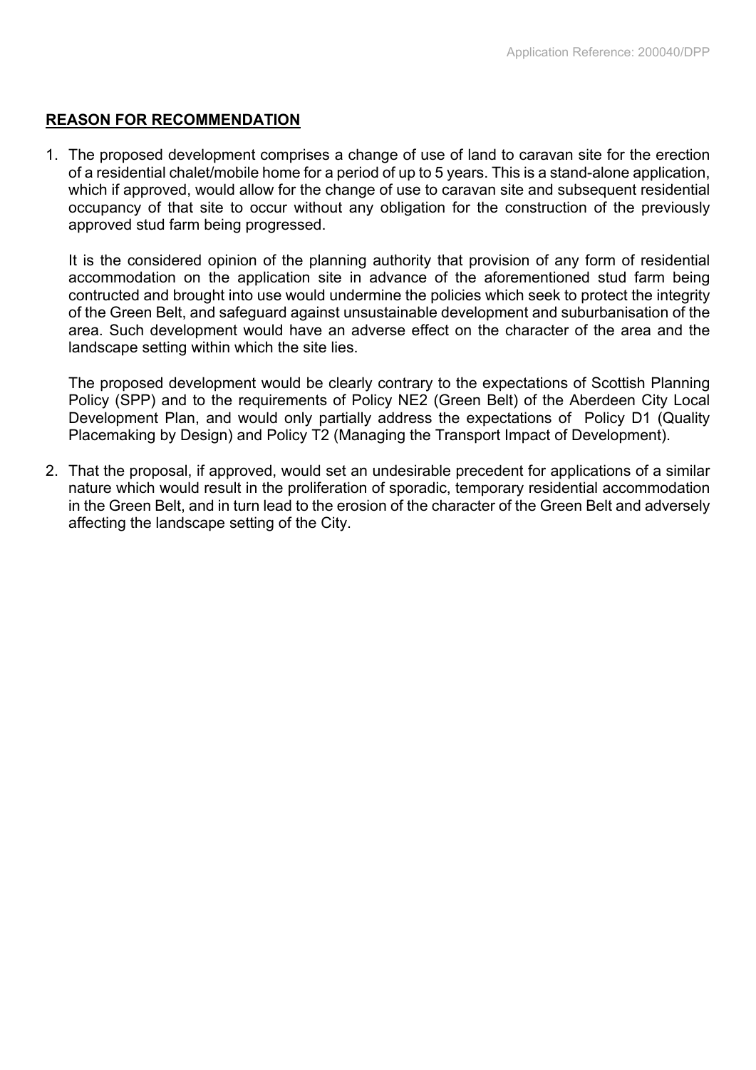## REASON FOR RECOMMENDATION

1. The proposed development comprises a change of use of land to caravan site for the erection of a residential chalet/mobile home for a period of up to 5 years. This is a stand-alone application, which if approved, would allow for the change of use to caravan site and subsequent residential occupancy of that site to occur without any obligation for the construction of the previously approved stud farm being progressed.

   It is the considered opinion of the planning authority that provision of any form of residential accommodation on the application site in advance of the aforementioned stud farm being contructed and brought into use would undermine the policies which seek to protect the integrity of the Green Belt, and safeguard against unsustainable development and suburbanisation of the area. Such development would have an adverse effect on the character of the area and the landscape setting within which the site lies.

   The proposed development would be clearly contrary to the expectations of Scottish Planning Policy (SPP) and to the requirements of Policy NE2 (Green Belt) of the Aberdeen City Local Development Plan, and would only partially address the expectations of Policy D1 (Quality Placemaking by Design) and Policy T2 (Managing the Transport Impact of Development).

2. That the proposal, if approved, would set an undesirable precedent for applications of a similar nature which would result in the proliferation of sporadic, temporary residential accommodation in the Green Belt, and in turn lead to the erosion of the character of the Green Belt and adversely affecting the landscape setting of the City.